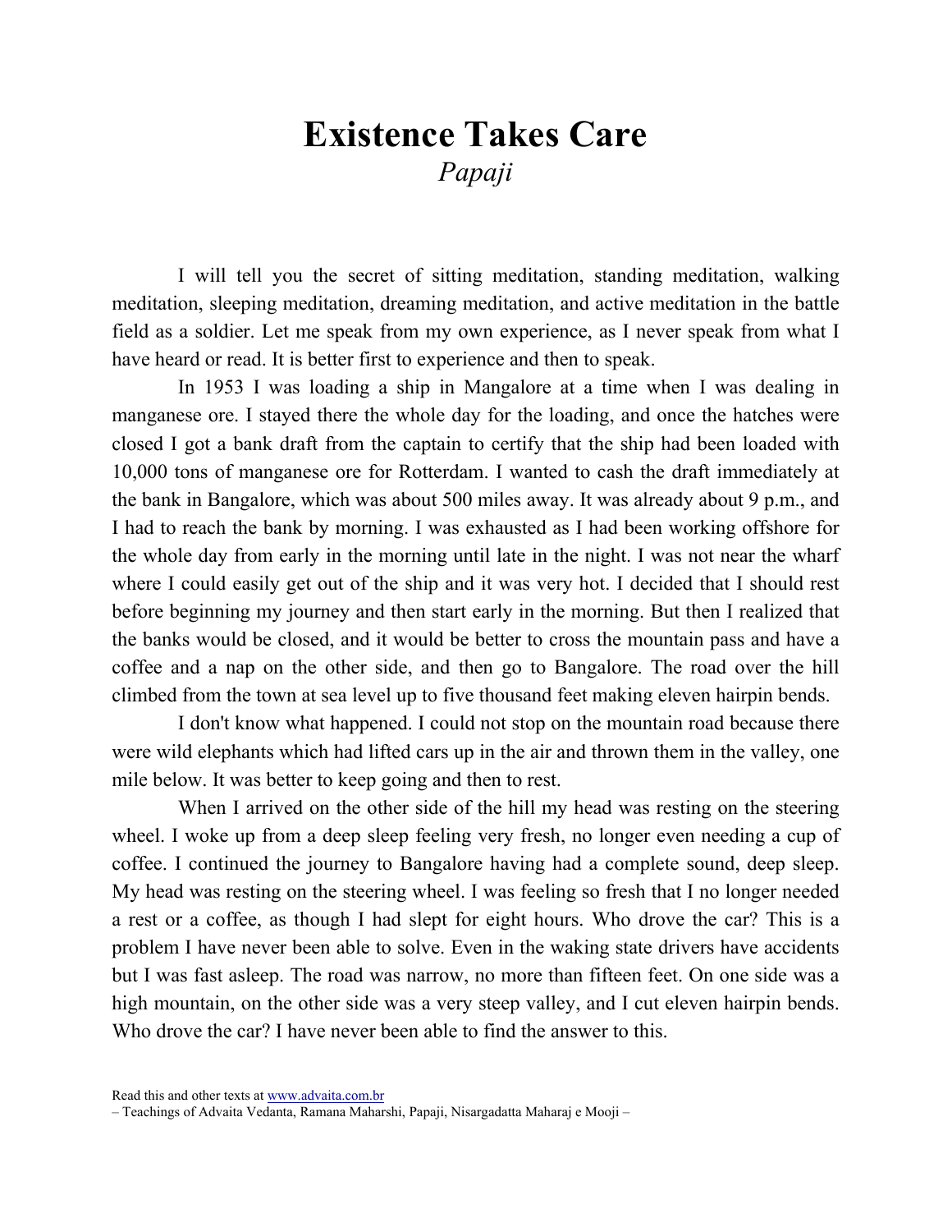# Existence Takes Care

*Papaji*

I will tell you the secret of sitting meditation, standing meditation, walking meditation, sleeping meditation, dreaming meditation, and active meditation in the battle field as a soldier. Let me speak from my own experience, as I never speak from what I have heard or read. It is better first to experience and then to speak.

In 1953 I was loading a ship in Mangalore at a time when I was dealing in manganese ore. I stayed there the whole day for the loading, and once the hatches were closed I got a bank draft from the captain to certify that the ship had been loaded with 10,000 tons of manganese ore for Rotterdam. I wanted to cash the draft immediately at the bank in Bangalore, which was about 500 miles away. It was already about 9 p.m., and I had to reach the bank by morning. I was exhausted as I had been working offshore for the whole day from early in the morning until late in the night. I was not near the wharf where I could easily get out of the ship and it was very hot. I decided that I should rest before beginning my journey and then start early in the morning. But then I realized that the banks would be closed, and it would be better to cross the mountain pass and have a coffee and a nap on the other side, and then go to Bangalore. The road over the hill climbed from the town at sea level up to five thousand feet making eleven hairpin bends.

I don't know what happened. I could not stop on the mountain road because there were wild elephants which had lifted cars up in the air and thrown them in the valley, one mile below. It was better to keep going and then to rest.

When I arrived on the other side of the hill my head was resting on the steering wheel. I woke up from a deep sleep feeling very fresh, no longer even needing a cup of coffee. I continued the journey to Bangalore having had a complete sound, deep sleep. My head was resting on the steering wheel. I was feeling so fresh that I no longer needed a rest or a coffee, as though I had slept for eight hours. Who drove the car? This is a problem I have never been able to solve. Even in the waking state drivers have accidents but I was fast asleep. The road was narrow, no more than fifteen feet. On one side was a high mountain, on the other side was a very steep valley, and I cut eleven hairpin bends. Who drove the car? I have never been able to find the answer to this.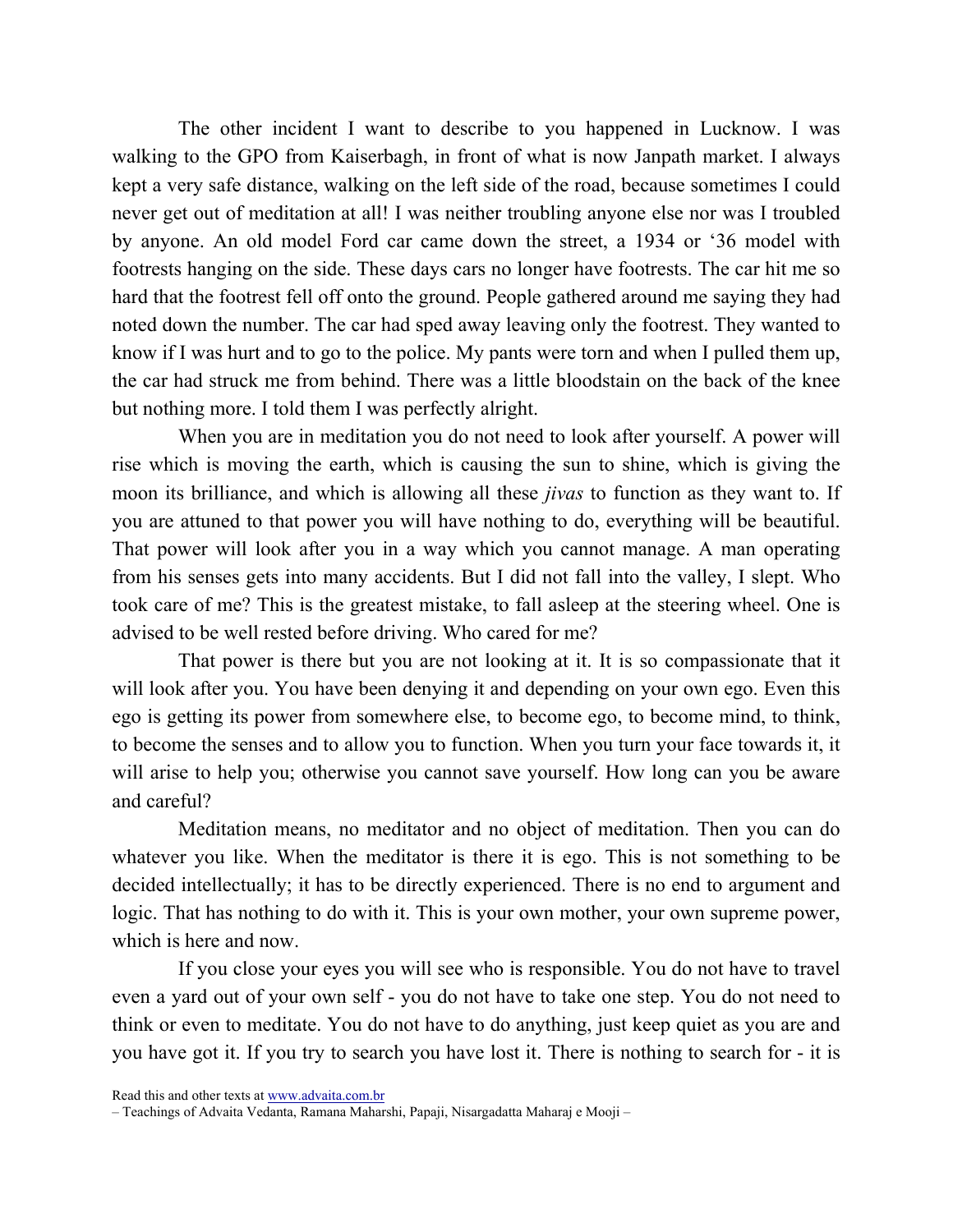The other incident I want to describe to you happened in Lucknow. I was walking to the GPO from Kaiserbagh, in front of what is now Janpath market. I always kept a very safe distance, walking on the left side of the road, because sometimes I could never get out of meditation at all! I was neither troubling anyone else nor was I troubled by anyone. An old model Ford car came down the street, a 1934 or '36 model with footrests hanging on the side. These days cars no longer have footrests. The car hit me so hard that the footrest fell off onto the ground. People gathered around me saying they had noted down the number. The car had sped away leaving only the footrest. They wanted to know if I was hurt and to go to the police. My pants were torn and when I pulled them up, the car had struck me from behind. There was a little bloodstain on the back of the knee but nothing more. I told them I was perfectly alright.

When you are in meditation you do not need to look after yourself. A power will rise which is moving the earth, which is causing the sun to shine, which is giving the moon its brilliance, and which is allowing all these *jivas* to function as they want to. If you are attuned to that power you will have nothing to do, everything will be beautiful. That power will look after you in a way which you cannot manage. A man operating from his senses gets into many accidents. But I did not fall into the valley, I slept. Who took care of me? This is the greatest mistake, to fall asleep at the steering wheel. One is advised to be well rested before driving. Who cared for me?

That power is there but you are not looking at it. It is so compassionate that it will look after you. You have been denying it and depending on your own ego. Even this ego is getting its power from somewhere else, to become ego, to become mind, to think, to become the senses and to allow you to function. When you turn your face towards it, it will arise to help you; otherwise you cannot save yourself. How long can you be aware and careful?

Meditation means, no meditator and no object of meditation. Then you can do whatever you like. When the meditator is there it is ego. This is not something to be decided intellectually; it has to be directly experienced. There is no end to argument and logic. That has nothing to do with it. This is your own mother, your own supreme power, which is here and now.

If you close your eyes you will see who is responsible. You do not have to travel even a yard out of your own self - you do not have to take one step. You do not need to think or even to meditate. You do not have to do anything, just keep quiet as you are and you have got it. If you try to search you have lost it. There is nothing to search for - it is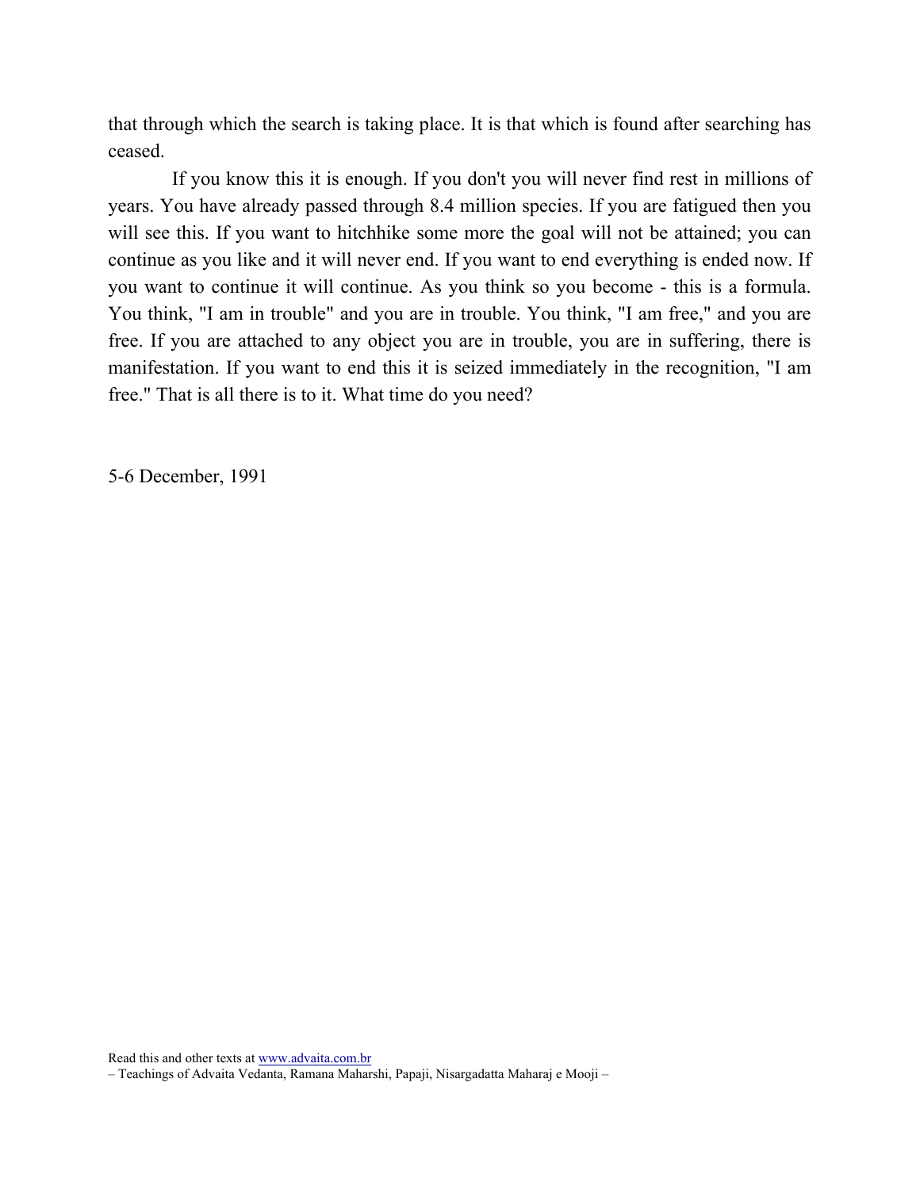that through which the search is taking place. It is that which is found after searching has ceased.

If you know this it is enough. If you don't you will never find rest in millions of years. You have already passed through 8.4 million species. If you are fatigued then you will see this. If you want to hitchhike some more the goal will not be attained; you can continue as you like and it will never end. If you want to end everything is ended now. If you want to continue it will continue. As you think so you become - this is a formula. You think, "I am in trouble" and you are in trouble. You think, "I am free," and you are free. If you are attached to any object you are in trouble, you are in suffering, there is manifestation. If you want to end this it is seized immediately in the recognition, "I am free." That is all there is to it. What time do you need?

5-6 December, 1991